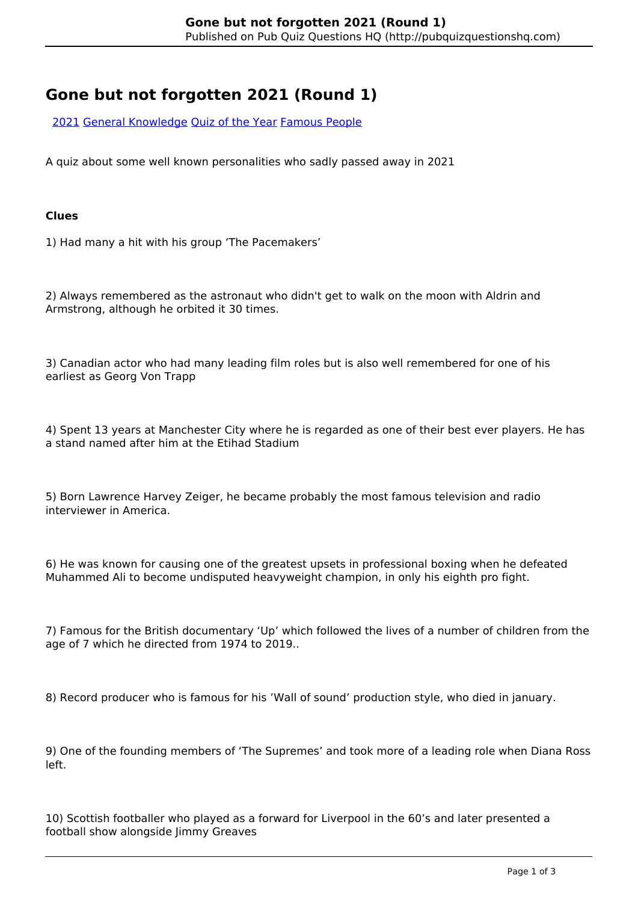# Gone but not forgotten 2021 (Round 1)

[2021] [General Knowledge] [Quiz of the Year] [Famous People]

A quiz about some well known personalities who sadly passed away in 2021

**Clues**

1) Had many a hit with his group 'The Pacemakers'

2) Always remembered as the astronaut who didn't get to walk on the moon with Aldrin and Armstrong, although he orbited it 30 times.

3) Canadian actor who had many leading film roles but is also well remembered for one of his earliest as Georg Von Trapp

4) Spent 13 years at Manchester City where he is regarded as one of their best ever players. He has a stand named after him at the Etihad Stadium

5) Born Lawrence Harvey Zeiger, he became probably the most famous television and radio interviewer in America.

6) He was known for causing one of the greatest upsets in professional boxing when he defeated Muhammed Ali to become undisputed heavyweight champion, in only his eighth pro fight.

7) Famous for the British documentary 'Up' which followed the lives of a number of children from the age of 7 which he directed from 1974 to 2019..

8) Record producer who is famous for his 'Wall of sound' production style, who died in january.

9) One of the founding members of 'The Supremes' and took more of a leading role when Diana Ross left.

10) Scottish footballer who played as a forward for Liverpool in the 60's and later presented a football show alongside Jimmy Greaves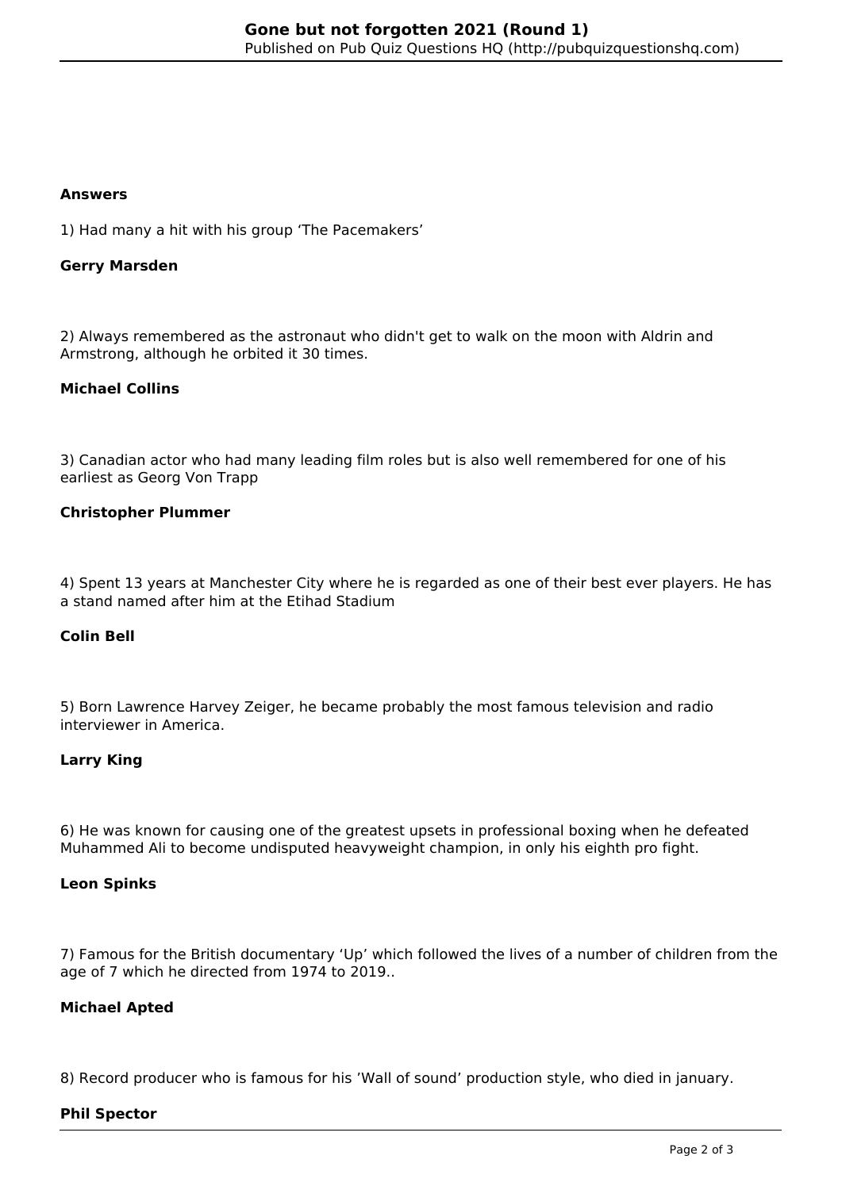**Answers**

1) Had many a hit with his group ‘The Pacemakers’

**Gerry Marsden**

2) Always remembered as the astronaut who didn't get to walk on the moon with Aldrin and Armstrong, although he orbited it 30 times.

**Michael Collins**

3) Canadian actor who had many leading film roles but is also well remembered for one of his earliest as Georg Von Trapp

**Christopher Plummer**

4) Spent 13 years at Manchester City where he is regarded as one of their best ever players. He has a stand named after him at the Etihad Stadium

**Colin Bell**

5) Born Lawrence Harvey Zeiger, he became probably the most famous television and radio interviewer in America.

**Larry King**

6) He was known for causing one of the greatest upsets in professional boxing when he defeated Muhammed Ali to become undisputed heavyweight champion, in only his eighth pro fight.

**Leon Spinks**

7) Famous for the British documentary ‘Up’ which followed the lives of a number of children from the age of 7 which he directed from 1974 to 2019..

**Michael Apted**

8) Record producer who is famous for his ’Wall of sound’ production style, who died in january.

**Phil Spector**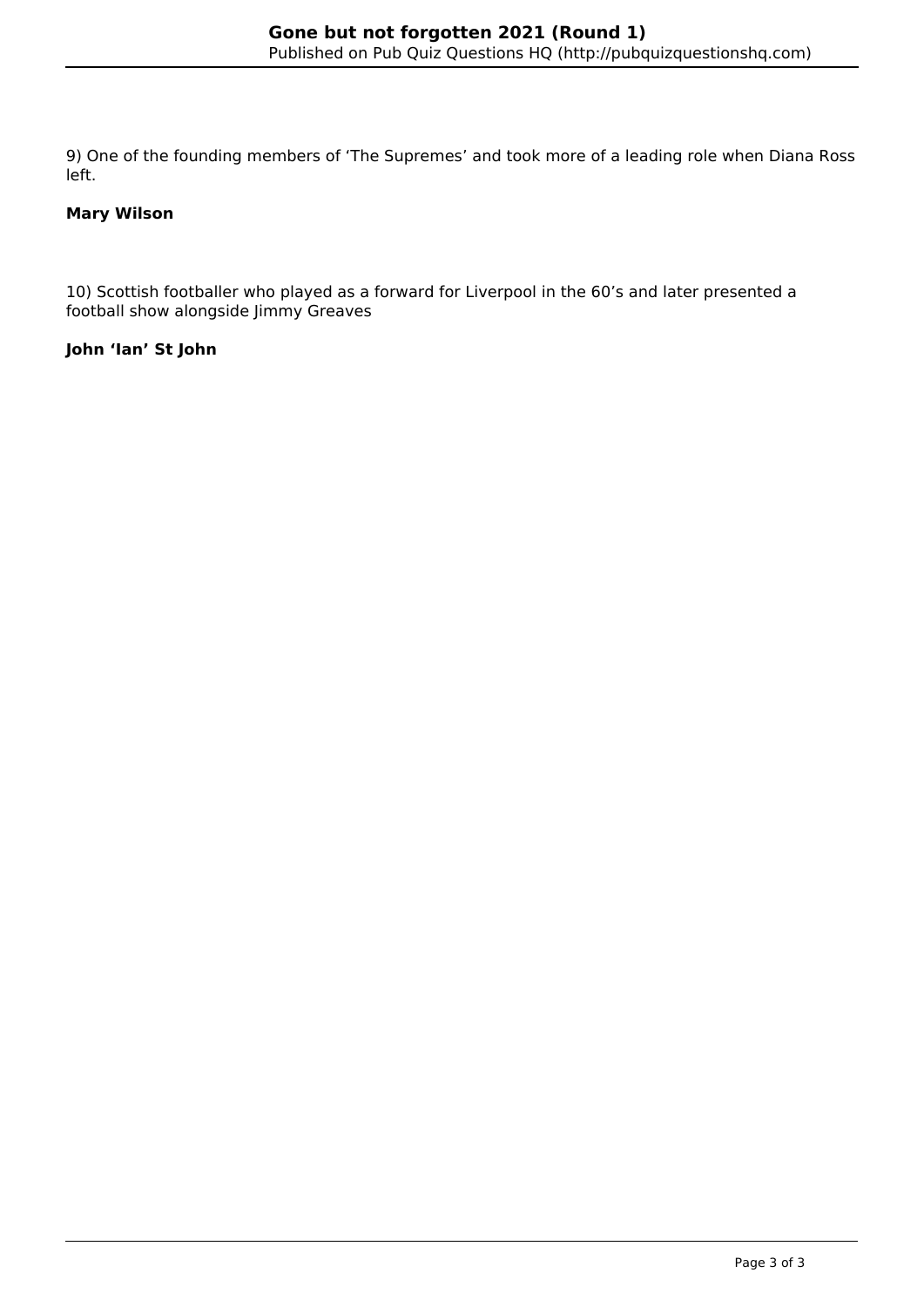9) One of the founding members of 'The Supremes' and took more of a leading role when Diana Ross left.

**Mary Wilson**

10) Scottish footballer who played as a forward for Liverpool in the 60's and later presented a football show alongside Jimmy Greaves

**John 'Ian' St John**